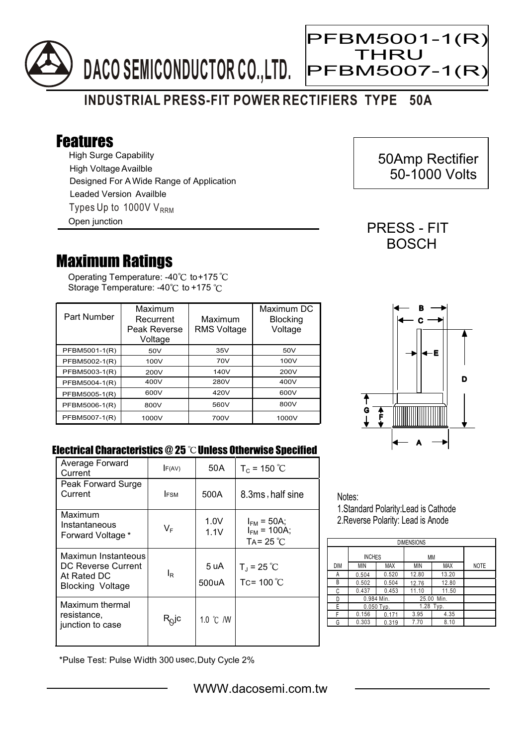# DACO SEMICONDUCTOR CO.,LTD.

**PFBM5001-1(R) THRU PFBM5007-1(R)**

## INDUSTRIAL PRESS-FIT POWER RECTIFIERS TYPE 50A

## Features

- High Surge Capability
- High Voltage Availble
- Designed For A Wide Range of Application
- Leaded Version Availble
- Types Up to 1000V $V_{RRM}$
- Open junction

50Amp Rectifier
50-1000 Volts

PRESS - FIT
BOSCH

## Maximum Ratings

Operating Temperature: -40℃ to+175℃
Storage Temperature: -40℃ to +175 ℃

| Part Number | Maximum Recurrent Peak Reverse Voltage | Maximum RMS Voltage | Maximum DC Blocking Voltage |
|---|---|---|---|
| PFBM5001-1(R) | 50V | 35V | 50V |
| PFBM5002-1(R) | 100V | 70V | 100V |
| PFBM5003-1(R) | 200V | 140V | 200V |
| PFBM5004-1(R) | 400V | 280V | 400V |
| PFBM5005-1(R) | 600V | 420V | 600V |
| PFBM5006-1(R) | 800V | 560V | 800V |
| PFBM5007-1(R) | 1000V | 700V | 1000V |

### Electrical Characteristics @ 25 ℃ Unless Otherwise Specified

| | | | |
|---|---|---|---|
| Average Forward Current | $I_{F(AV)}$ | 50A | $T_C$ = 150 ℃ |
| Peak Forward Surge Current | $I_{FSM}$ | 500A | 8.3ms , half sine |
| Maximum Instantaneous Forward Voltage * | $V_F$ | 1.0V<br>1.1V | $I_{FM}$ = 50A;<br>$I_{FM}$ = 100A;<br>TA= 25 ℃ |
| Maximun Instanteous DC Reverse Current At Rated DC Blocking Voltage | $I_R$ | 5 uA<br>500uA | $T_J$ = 25 ℃<br>Tc= 100 ℃ |
| Maximum thermal resistance, junction to case | $R_{\theta}jc$ | 1.0 ℃ /W | |

*Pulse Test: Pulse Width 300 usec,Duty Cycle 2%

Notes:
1.Standard Polarity:Lead is Cathode
2.Reverse Polarity: Lead is Anode

| DIMENSIONS | | | | | |
|---|---|---|---|---|---|
| | INCHES | | MM | | |
| DIM | MIN | MAX | MIN | MAX | NOTE |
| A | 0.504 | 0.520 | 12.80 | 13.20 | |
| B | 0.502 | 0.504 | 12.76 | 12.80 | |
| C | 0.437 | 0.453 | 11.10 | 11.50 | |
| D | 0.984 Min. | | 25.00 Min. | | |
| E | 0.050 Typ. | | 1.28 Typ. | | |
| F | 0.156 | 0.171 | 3.95 | 4.35 | |
| G | 0.303 | 0.319 | 7.70 | 8.10 | |

WWW.dacosemi.com.tw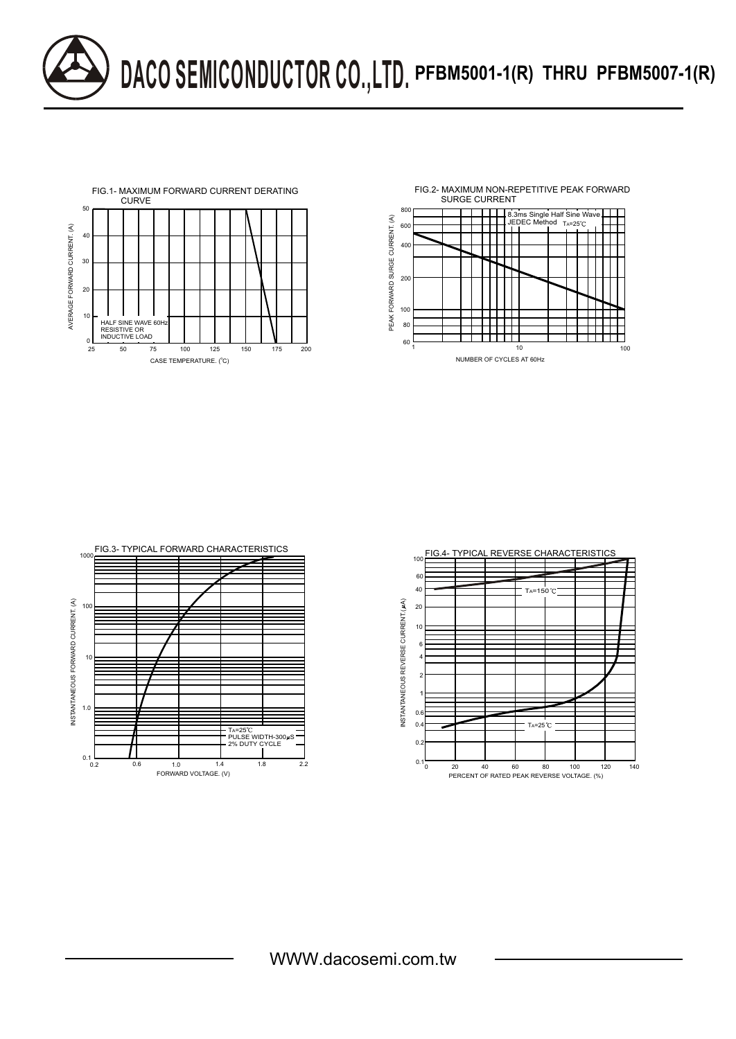FIG.1- MAXIMUM FORWARD CURRENT DERATING CURVE

AVERAGE FORWARD CURRENT. (A)

50
40
30
20
10
0

HALF SINE WAVE 60Hz
RESISTIVE OR
INDUCTIVE LOAD

25 50 75 100 125 150 175 200

CASE TEMPERATURE. (°C)

FIG.2- MAXIMUM NON-REPETITIVE PEAK FORWARD SURGE CURRENT

PEAK FORWARD SURGE CURRENT. (A)

800
600
400
200
100
80
60

8.3ms Single Half Sine Wave
JEDEC Method $T_A$=25°C

1 10 100

NUMBER OF CYCLES AT 60Hz

FIG.3- TYPICAL FORWARD CHARACTERISTICS

INSTANTANEOUS FORWARD CURRENT. (A)

1000
100
10
1.0
0.1

$T_A$=25°C
PULSE WIDTH-300μS
2% DUTY CYCLE

0.2 0.6 1.0 1.4 1.8 2.2

FORWARD VOLTAGE. (V)

FIG.4- TYPICAL REVERSE CHARACTERISTICS

INSTANTANEOUS REVERSE CURRENT.(μA)

100
60
40
20
10
6
4
2
1
0.6
0.4
0.2
0.1

$T_A$=150°C

$T_A$=25°C

0 20 40 60 80 100 120 140

PERCENT OF RATED PEAK REVERSE VOLTAGE. (%)